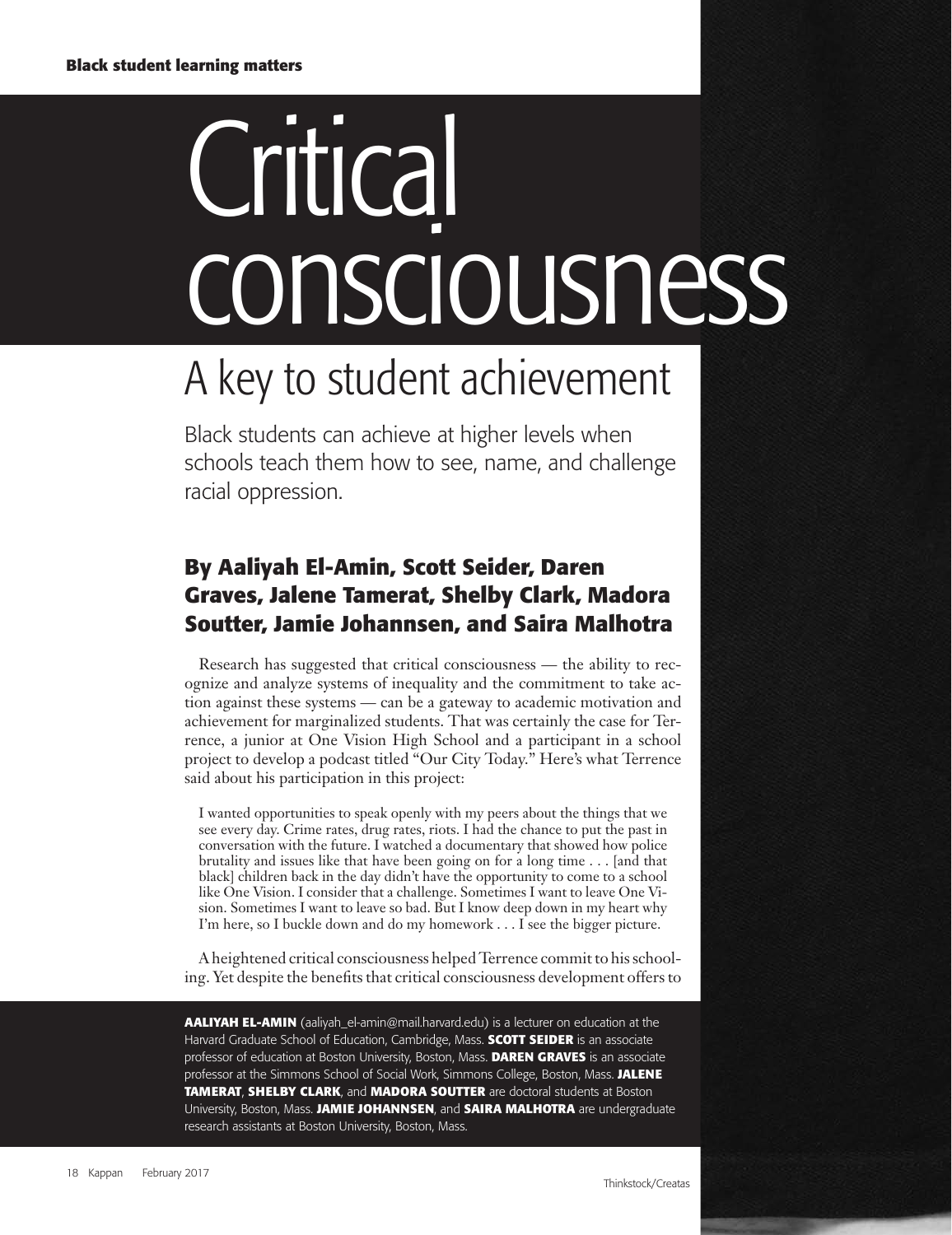Black student learning matters

# Critical consciousness

## A key to student achievement

Black students can achieve at higher levels when schools teach them how to see, name, and challenge racial oppression.

### By Aaliyah El-Amin, Scott Seider, Daren Graves, Jalene Tamerat, Shelby Clark, Madora Soutter, Jamie Johannsen, and Saira Malhotra

Research has suggested that critical consciousness — the ability to recognize and analyze systems of inequality and the commitment to take action against these systems — can be a gateway to academic motivation and achievement for marginalized students. That was certainly the case for Terrence, a junior at One Vision High School and a participant in a school project to develop a podcast titled "Our City Today." Here's what Terrence said about his participation in this project:

> I wanted opportunities to speak openly with my peers about the things that we see every day. Crime rates, drug rates, riots. I had the chance to put the past in conversation with the future. I watched a documentary that showed how police brutality and issues like that have been going on for a long time . . . [and that black] children back in the day didn't have the opportunity to come to a school like One Vision. I consider that a challenge. Sometimes I want to leave One Vision. Sometimes I want to leave so bad. But I know deep down in my heart why I'm here, so I buckle down and do my homework . . . I see the bigger picture.

A heightened critical consciousness helped Terrence commit to his schooling. Yet despite the benefits that critical consciousness development offers to

**AALIYAH EL-AMIN** (aaliyah_el-amin@mail.harvard.edu) is a lecturer on education at the Harvard Graduate School of Education, Cambridge, Mass. **SCOTT SEIDER** is an associate professor of education at Boston University, Boston, Mass. **DAREN GRAVES** is an associate professor at the Simmons School of Social Work, Simmons College, Boston, Mass. **JALENE TAMERAT**, **SHELBY CLARK**, and **MADORA SOUTTER** are doctoral students at Boston University, Boston, Mass. **JAMIE JOHANNSEN**, and **SAIRA MALHOTRA** are undergraduate research assistants at Boston University, Boston, Mass.

Thinkstock/Creatas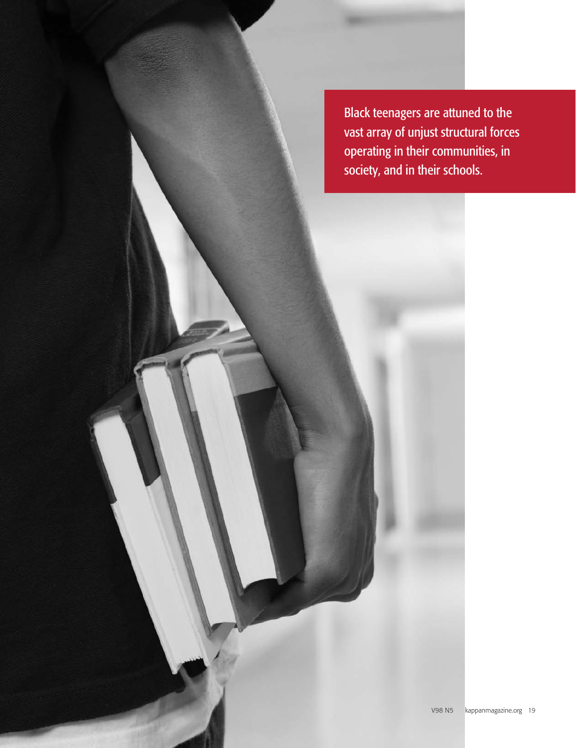Black teenagers are attuned to the vast array of unjust structural forces operating in their communities, in society, and in their schools.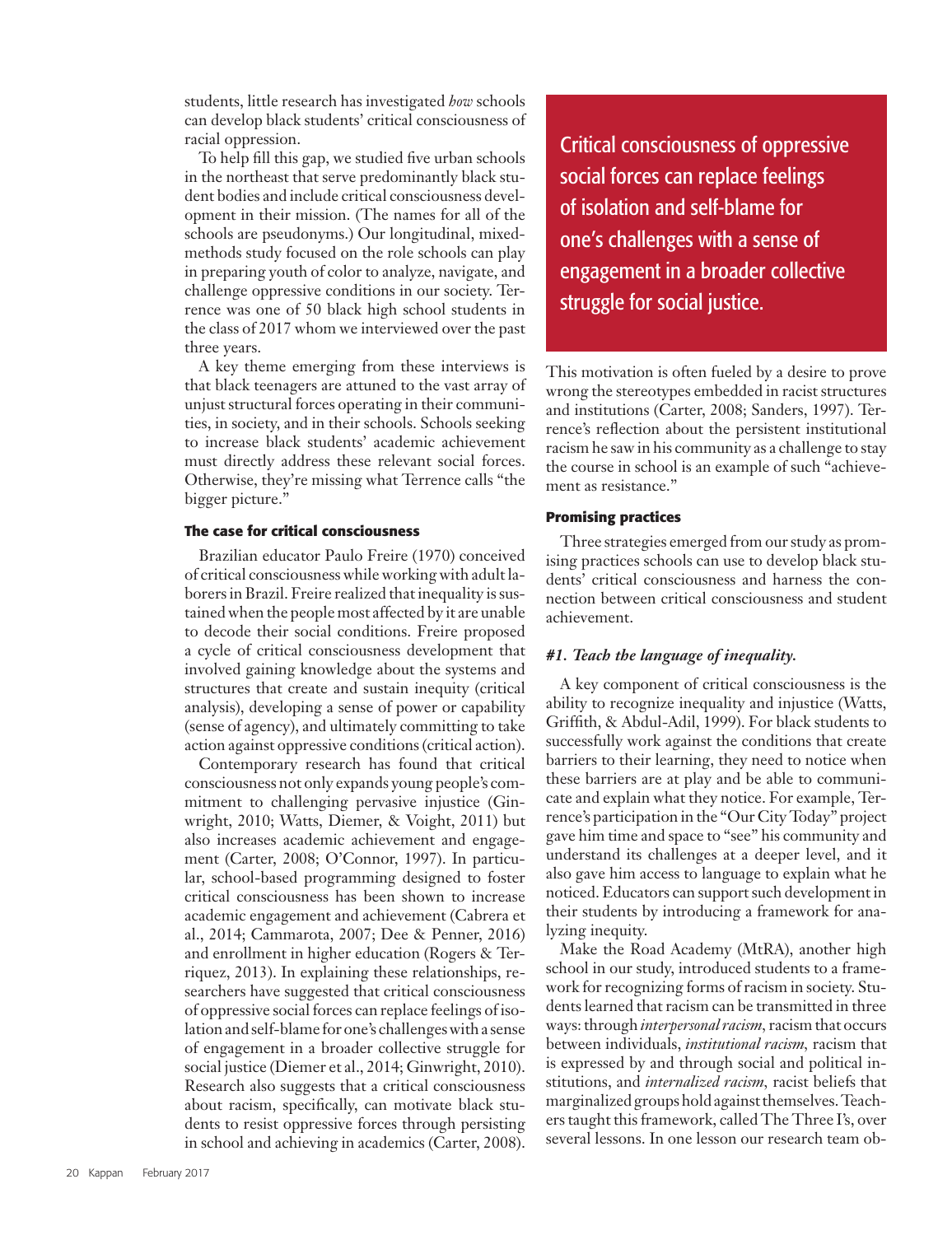students, little research has investigated *how* schools can develop black students' critical consciousness of racial oppression.

To help fill this gap, we studied five urban schools in the northeast that serve predominantly black student bodies and include critical consciousness development in their mission. (The names for all of the schools are pseudonyms.) Our longitudinal, mixed-methods study focused on the role schools can play in preparing youth of color to analyze, navigate, and challenge oppressive conditions in our society. Terrence was one of 50 black high school students in the class of 2017 whom we interviewed over the past three years.

A key theme emerging from these interviews is that black teenagers are attuned to the vast array of unjust structural forces operating in their communities, in society, and in their schools. Schools seeking to increase black students' academic achievement must directly address these relevant social forces. Otherwise, they're missing what Terrence calls "the bigger picture."

### The case for critical consciousness

Brazilian educator Paulo Freire (1970) conceived of critical consciousness while working with adult laborers in Brazil. Freire realized that inequality is sustained when the people most affected by it are unable to decode their social conditions. Freire proposed a cycle of critical consciousness development that involved gaining knowledge about the systems and structures that create and sustain inequity (critical analysis), developing a sense of power or capability (sense of agency), and ultimately committing to take action against oppressive conditions (critical action).

Contemporary research has found that critical consciousness not only expands young people's commitment to challenging pervasive injustice (Ginwright, 2010; Watts, Diemer, & Voight, 2011) but also increases academic achievement and engagement (Carter, 2008; O'Connor, 1997). In particular, school-based programming designed to foster critical consciousness has been shown to increase academic engagement and achievement (Cabrera et al., 2014; Cammarota, 2007; Dee & Penner, 2016) and enrollment in higher education (Rogers & Terriquez, 2013). In explaining these relationships, researchers have suggested that critical consciousness of oppressive social forces can replace feelings of isolation and self-blame for one's challenges with a sense of engagement in a broader collective struggle for social justice (Diemer et al., 2014; Ginwright, 2010). Research also suggests that a critical consciousness about racism, specifically, can motivate black students to resist oppressive forces through persisting in school and achieving in academics (Carter, 2008).

> Critical consciousness of oppressive social forces can replace feelings of isolation and self-blame for one's challenges with a sense of engagement in a broader collective struggle for social justice.

This motivation is often fueled by a desire to prove wrong the stereotypes embedded in racist structures and institutions (Carter, 2008; Sanders, 1997). Terrence's reflection about the persistent institutional racism he saw in his community as a challenge to stay the course in school is an example of such "achievement as resistance."

### Promising practices

Three strategies emerged from our study as promising practices schools can use to develop black students' critical consciousness and harness the connection between critical consciousness and student achievement.

#### *#1. Teach the language of inequality.*

A key component of critical consciousness is the ability to recognize inequality and injustice (Watts, Griffith, & Abdul-Adil, 1999). For black students to successfully work against the conditions that create barriers to their learning, they need to notice when these barriers are at play and be able to communicate and explain what they notice. For example, Terrence's participation in the "Our City Today" project gave him time and space to "see" his community and understand its challenges at a deeper level, and it also gave him access to language to explain what he noticed. Educators can support such development in their students by introducing a framework for analyzing inequity.

Make the Road Academy (MtRA), another high school in our study, introduced students to a framework for recognizing forms of racism in society. Students learned that racism can be transmitted in three ways: through *interpersonal racism*, racism that occurs between individuals, *institutional racism*, racism that is expressed by and through social and political institutions, and *internalized racism*, racist beliefs that marginalized groups hold against themselves. Teachers taught this framework, called The Three I's, over several lessons. In one lesson our research team ob-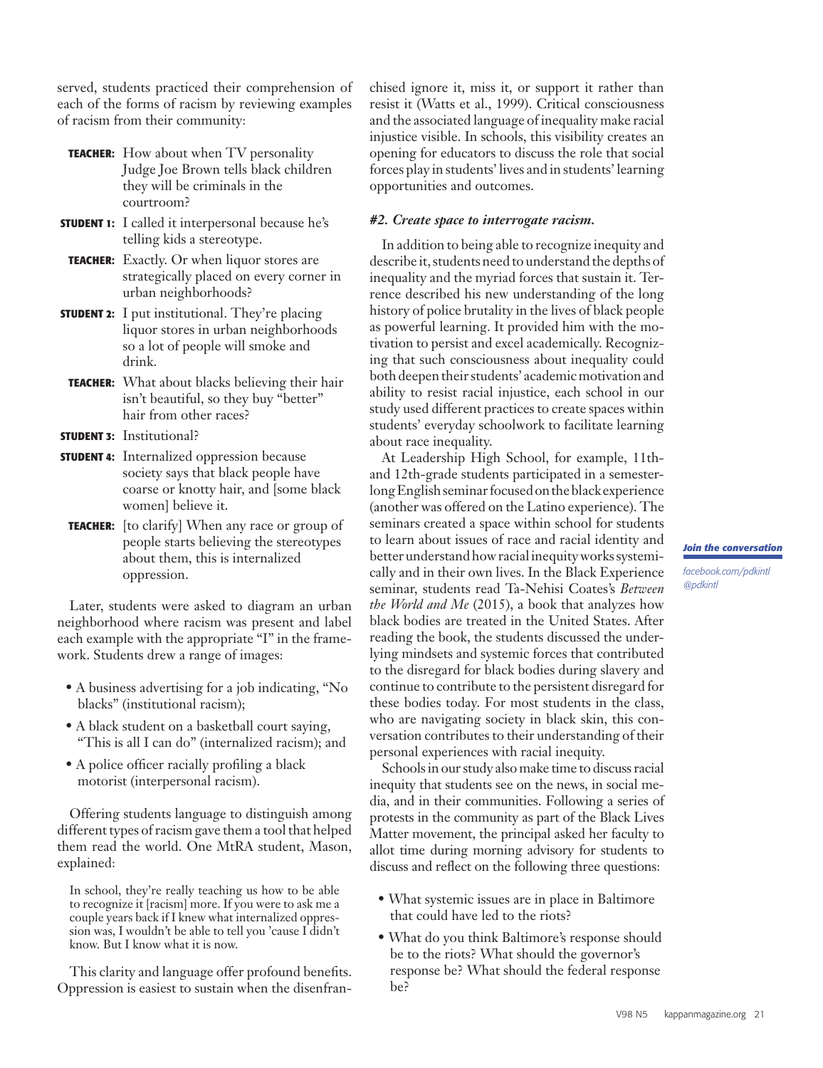served, students practiced their comprehension of each of the forms of racism by reviewing examples of racism from their community:

**TEACHER:** How about when TV personality Judge Joe Brown tells black children they will be criminals in the courtroom?

**STUDENT 1:** I called it interpersonal because he's telling kids a stereotype.

**TEACHER:** Exactly. Or when liquor stores are strategically placed on every corner in urban neighborhoods?

**STUDENT 2:** I put institutional. They're placing liquor stores in urban neighborhoods so a lot of people will smoke and drink.

**TEACHER:** What about blacks believing their hair isn't beautiful, so they buy "better" hair from other races?

**STUDENT 3:** Institutional?

**STUDENT 4:** Internalized oppression because society says that black people have coarse or knotty hair, and [some black women] believe it.

**TEACHER:** [to clarify] When any race or group of people starts believing the stereotypes about them, this is internalized oppression.

Later, students were asked to diagram an urban neighborhood where racism was present and label each example with the appropriate "I" in the framework. Students drew a range of images:

- A business advertising for a job indicating, "No blacks" (institutional racism);
- A black student on a basketball court saying, "This is all I can do" (internalized racism); and
- A police officer racially profiling a black motorist (interpersonal racism).

Offering students language to distinguish among different types of racism gave them a tool that helped them read the world. One MtRA student, Mason, explained:

> In school, they're really teaching us how to be able to recognize it [racism] more. If you were to ask me a couple years back if I knew what internalized oppression was, I wouldn't be able to tell you 'cause I didn't know. But I know what it is now.

This clarity and language offer profound benefits. Oppression is easiest to sustain when the disenfranchised ignore it, miss it, or support it rather than resist it (Watts et al., 1999). Critical consciousness and the associated language of inequality make racial injustice visible. In schools, this visibility creates an opening for educators to discuss the role that social forces play in students' lives and in students' learning opportunities and outcomes.

### *#2. Create space to interrogate racism.*

In addition to being able to recognize inequity and describe it, students need to understand the depths of inequality and the myriad forces that sustain it. Terrence described his new understanding of the long history of police brutality in the lives of black people as powerful learning. It provided him with the motivation to persist and excel academically. Recognizing that such consciousness about inequality could both deepen their students' academic motivation and ability to resist racial injustice, each school in our study used different practices to create spaces within students' everyday schoolwork to facilitate learning about race inequality.

At Leadership High School, for example, 11th- and 12th-grade students participated in a semester-long English seminar focused on the black experience (another was offered on the Latino experience). The seminars created a space within school for students to learn about issues of race and racial identity and better understand how racial inequity works systemically and in their own lives. In the Black Experience seminar, students read Ta-Nehisi Coates's *Between the World and Me* (2015), a book that analyzes how black bodies are treated in the United States. After reading the book, the students discussed the underlying mindsets and systemic forces that contributed to the disregard for black bodies during slavery and continue to contribute to the persistent disregard for these bodies today. For most students in the class, who are navigating society in black skin, this conversation contributes to their understanding of their personal experiences with racial inequity.

Schools in our study also make time to discuss racial inequity that students see on the news, in social media, and in their communities. Following a series of protests in the community as part of the Black Lives Matter movement, the principal asked her faculty to allot time during morning advisory for students to discuss and reflect on the following three questions:

- What systemic issues are in place in Baltimore that could have led to the riots?
- What do you think Baltimore's response should be to the riots? What should the governor's response be? What should the federal response be?

***Join the conversation***

*facebook.com/pdkintl*
*@pdkintl*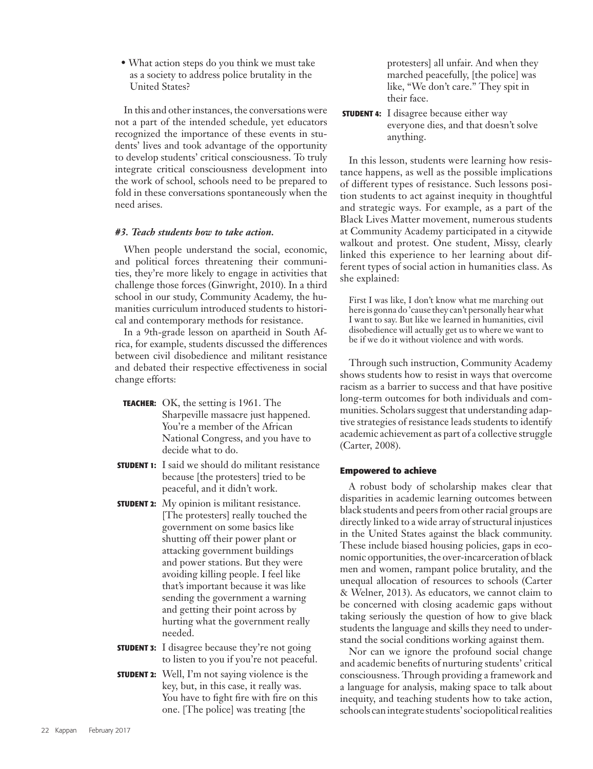- What action steps do you think we must take as a society to address police brutality in the United States?

In this and other instances, the conversations were not a part of the intended schedule, yet educators recognized the importance of these events in students' lives and took advantage of the opportunity to develop students' critical consciousness. To truly integrate critical consciousness development into the work of school, schools need to be prepared to fold in these conversations spontaneously when the need arises.

#### *#3. Teach students how to take action.*

When people understand the social, economic, and political forces threatening their communities, they're more likely to engage in activities that challenge those forces (Ginwright, 2010). In a third school in our study, Community Academy, the humanities curriculum introduced students to historical and contemporary methods for resistance.

In a 9th-grade lesson on apartheid in South Africa, for example, students discussed the differences between civil disobedience and militant resistance and debated their respective effectiveness in social change efforts:

**TEACHER:** OK, the setting is 1961. The Sharpeville massacre just happened. You're a member of the African National Congress, and you have to decide what to do.

**STUDENT 1:** I said we should do militant resistance because [the protesters] tried to be peaceful, and it didn't work.

**STUDENT 2:** My opinion is militant resistance. [The protesters] really touched the government on some basics like shutting off their power plant or attacking government buildings and power stations. But they were avoiding killing people. I feel like that's important because it was like sending the government a warning and getting their point across by hurting what the government really needed.

**STUDENT 3:** I disagree because they're not going to listen to you if you're not peaceful.

**STUDENT 2:** Well, I'm not saying violence is the key, but, in this case, it really was. You have to fight fire with fire on this one. [The police] was treating [the protesters] all unfair. And when they marched peacefully, [the police] was like, "We don't care." They spit in their face.

**STUDENT 4:** I disagree because either way everyone dies, and that doesn't solve anything.

In this lesson, students were learning how resistance happens, as well as the possible implications of different types of resistance. Such lessons position students to act against inequity in thoughtful and strategic ways. For example, as a part of the Black Lives Matter movement, numerous students at Community Academy participated in a citywide walkout and protest. One student, Missy, clearly linked this experience to her learning about different types of social action in humanities class. As she explained:

> First I was like, I don't know what me marching out here is gonna do 'cause they can't personally hear what I want to say. But like we learned in humanities, civil disobedience will actually get us to where we want to be if we do it without violence and with words.

Through such instruction, Community Academy shows students how to resist in ways that overcome racism as a barrier to success and that have positive long-term outcomes for both individuals and communities. Scholars suggest that understanding adaptive strategies of resistance leads students to identify academic achievement as part of a collective struggle (Carter, 2008).

### Empowered to achieve

A robust body of scholarship makes clear that disparities in academic learning outcomes between black students and peers from other racial groups are directly linked to a wide array of structural injustices in the United States against the black community. These include biased housing policies, gaps in economic opportunities, the over-incarceration of black men and women, rampant police brutality, and the unequal allocation of resources to schools (Carter & Welner, 2013). As educators, we cannot claim to be concerned with closing academic gaps without taking seriously the question of how to give black students the language and skills they need to understand the social conditions working against them.

Nor can we ignore the profound social change and academic benefits of nurturing students' critical consciousness. Through providing a framework and a language for analysis, making space to talk about inequity, and teaching students how to take action, schools can integrate students' sociopolitical realities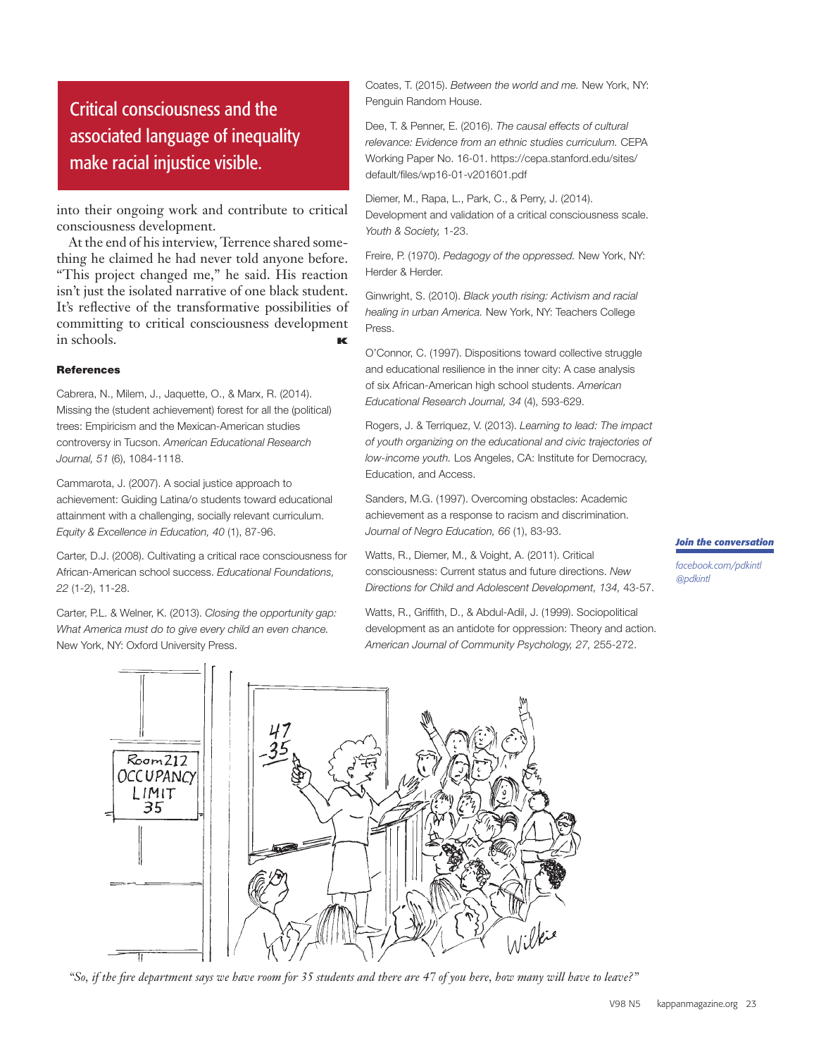> **Critical consciousness and the associated language of inequality make racial injustice visible.**

into their ongoing work and contribute to critical consciousness development.

At the end of his interview, Terrence shared something he claimed he had never told anyone before. "This project changed me," he said. His reaction isn't just the isolated narrative of one black student. It's reflective of the transformative possibilities of committing to critical consciousness development in schools.

### References

Cabrera, N., Milem, J., Jaquette, O., & Marx, R. (2014). Missing the (student achievement) forest for all the (political) trees: Empiricism and the Mexican-American studies controversy in Tucson. *American Educational Research Journal, 51* (6), 1084-1118.

Cammarota, J. (2007). A social justice approach to achievement: Guiding Latina/o students toward educational attainment with a challenging, socially relevant curriculum. *Equity & Excellence in Education, 40* (1), 87-96.

Carter, D.J. (2008). Cultivating a critical race consciousness for African-American school success. *Educational Foundations, 22* (1-2), 11-28.

Carter, P.L. & Welner, K. (2013). *Closing the opportunity gap: What America must do to give every child an even chance.* New York, NY: Oxford University Press.

Coates, T. (2015). *Between the world and me.* New York, NY: Penguin Random House.

Dee, T. & Penner, E. (2016). *The causal effects of cultural relevance: Evidence from an ethnic studies curriculum.* CEPA Working Paper No. 16-01. https://cepa.stanford.edu/sites/default/files/wp16-01-v201601.pdf

Diemer, M., Rapa, L., Park, C., & Perry, J. (2014). Development and validation of a critical consciousness scale. *Youth & Society,* 1-23.

Freire, P. (1970). *Pedagogy of the oppressed.* New York, NY: Herder & Herder.

Ginwright, S. (2010). *Black youth rising: Activism and racial healing in urban America.* New York, NY: Teachers College Press.

O'Connor, C. (1997). Dispositions toward collective struggle and educational resilience in the inner city: A case analysis of six African-American high school students. *American Educational Research Journal, 34* (4), 593-629.

Rogers, J. & Terriquez, V. (2013). *Learning to lead: The impact of youth organizing on the educational and civic trajectories of low-income youth.* Los Angeles, CA: Institute for Democracy, Education, and Access.

Sanders, M.G. (1997). Overcoming obstacles: Academic achievement as a response to racism and discrimination. *Journal of Negro Education, 66* (1), 83-93.

Watts, R., Diemer, M., & Voight, A. (2011). Critical consciousness: Current status and future directions. *New Directions for Child and Adolescent Development, 134,* 43-57.

Watts, R., Griffith, D., & Abdul-Adil, J. (1999). Sociopolitical development as an antidote for oppression: Theory and action. *American Journal of Community Psychology, 27,* 255-272.

***Join the conversation***

*facebook.com/pdkintl*
*@pdkintl*

Room 212
OCCUPANCY
LIMIT
35

47
-35

Wilkie

*"So, if the fire department says we have room for 35 students and there are 47 of you here, how many will have to leave?"*